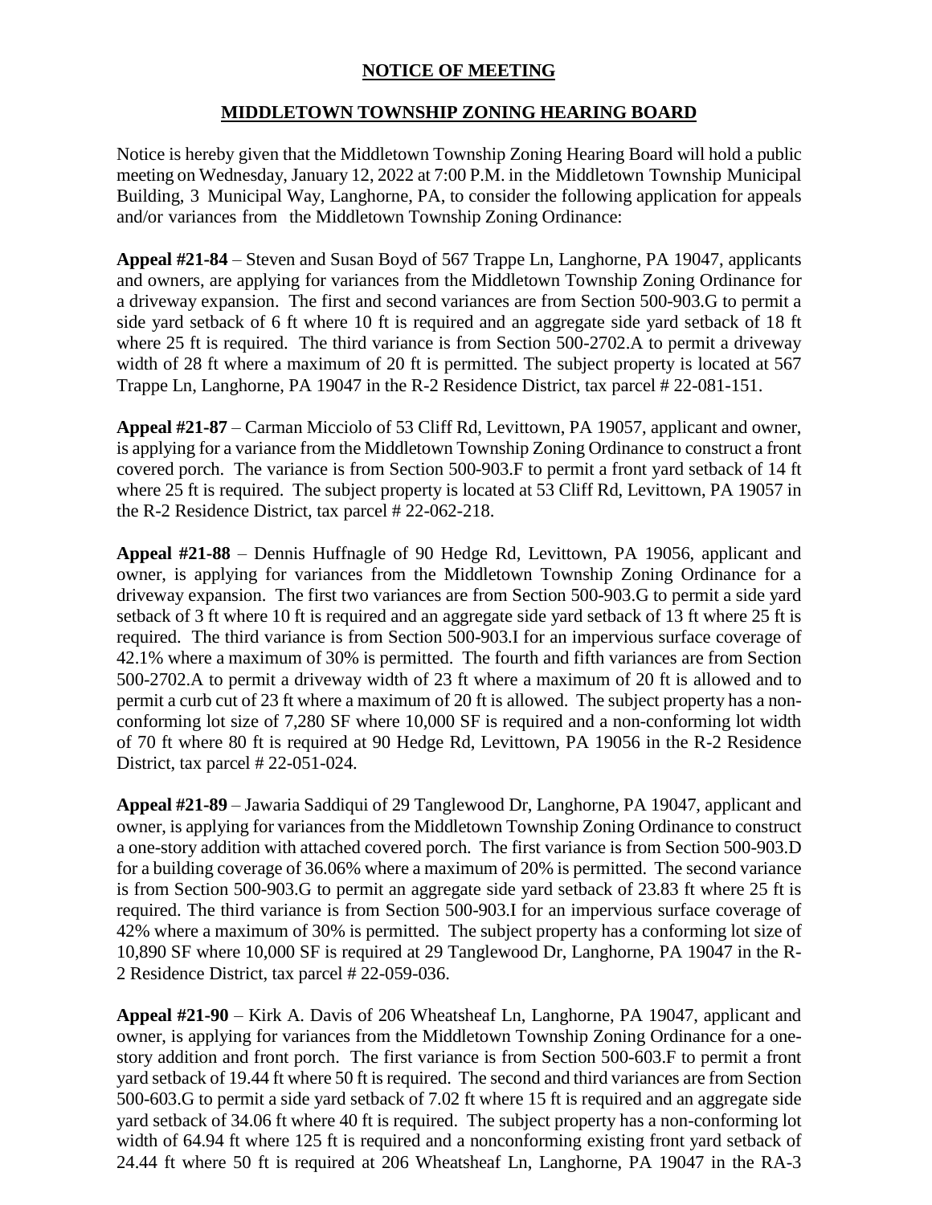**NOTICE OF MEETING**

**MIDDLETOWN TOWNSHIP ZONING HEARING BOARD**

Notice is hereby given that the Middletown Township Zoning Hearing Board will hold a public meeting on Wednesday, January 12, 2022 at 7:00 P.M. in the Middletown Township Municipal Building, 3 Municipal Way, Langhorne, PA, to consider the following application for appeals and/or variances from the Middletown Township Zoning Ordinance:

**Appeal #21-84** – Steven and Susan Boyd of 567 Trappe Ln, Langhorne, PA 19047, applicants and owners, are applying for variances from the Middletown Township Zoning Ordinance for a driveway expansion. The first and second variances are from Section 500-903.G to permit a side yard setback of 6 ft where 10 ft is required and an aggregate side yard setback of 18 ft where 25 ft is required. The third variance is from Section 500-2702.A to permit a driveway width of 28 ft where a maximum of 20 ft is permitted. The subject property is located at 567 Trappe Ln, Langhorne, PA 19047 in the R-2 Residence District, tax parcel # 22-081-151.

**Appeal #21-87** – Carman Micciolo of 53 Cliff Rd, Levittown, PA 19057, applicant and owner, is applying for a variance from the Middletown Township Zoning Ordinance to construct a front covered porch. The variance is from Section 500-903.F to permit a front yard setback of 14 ft where 25 ft is required. The subject property is located at 53 Cliff Rd, Levittown, PA 19057 in the R-2 Residence District, tax parcel # 22-062-218.

**Appeal #21-88** – Dennis Huffnagle of 90 Hedge Rd, Levittown, PA 19056, applicant and owner, is applying for variances from the Middletown Township Zoning Ordinance for a driveway expansion. The first two variances are from Section 500-903.G to permit a side yard setback of 3 ft where 10 ft is required and an aggregate side yard setback of 13 ft where 25 ft is required. The third variance is from Section 500-903.I for an impervious surface coverage of 42.1% where a maximum of 30% is permitted. The fourth and fifth variances are from Section 500-2702.A to permit a driveway width of 23 ft where a maximum of 20 ft is allowed and to permit a curb cut of 23 ft where a maximum of 20 ft is allowed. The subject property has a non-conforming lot size of 7,280 SF where 10,000 SF is required and a non-conforming lot width of 70 ft where 80 ft is required at 90 Hedge Rd, Levittown, PA 19056 in the R-2 Residence District, tax parcel # 22-051-024.

**Appeal #21-89** – Jawaria Saddiqui of 29 Tanglewood Dr, Langhorne, PA 19047, applicant and owner, is applying for variances from the Middletown Township Zoning Ordinance to construct a one-story addition with attached covered porch. The first variance is from Section 500-903.D for a building coverage of 36.06% where a maximum of 20% is permitted. The second variance is from Section 500-903.G to permit an aggregate side yard setback of 23.83 ft where 25 ft is required. The third variance is from Section 500-903.I for an impervious surface coverage of 42% where a maximum of 30% is permitted. The subject property has a conforming lot size of 10,890 SF where 10,000 SF is required at 29 Tanglewood Dr, Langhorne, PA 19047 in the R-2 Residence District, tax parcel # 22-059-036.

**Appeal #21-90** – Kirk A. Davis of 206 Wheatsheaf Ln, Langhorne, PA 19047, applicant and owner, is applying for variances from the Middletown Township Zoning Ordinance for a one-story addition and front porch. The first variance is from Section 500-603.F to permit a front yard setback of 19.44 ft where 50 ft is required. The second and third variances are from Section 500-603.G to permit a side yard setback of 7.02 ft where 15 ft is required and an aggregate side yard setback of 34.06 ft where 40 ft is required. The subject property has a non-conforming lot width of 64.94 ft where 125 ft is required and a nonconforming existing front yard setback of 24.44 ft where 50 ft is required at 206 Wheatsheaf Ln, Langhorne, PA 19047 in the RA-3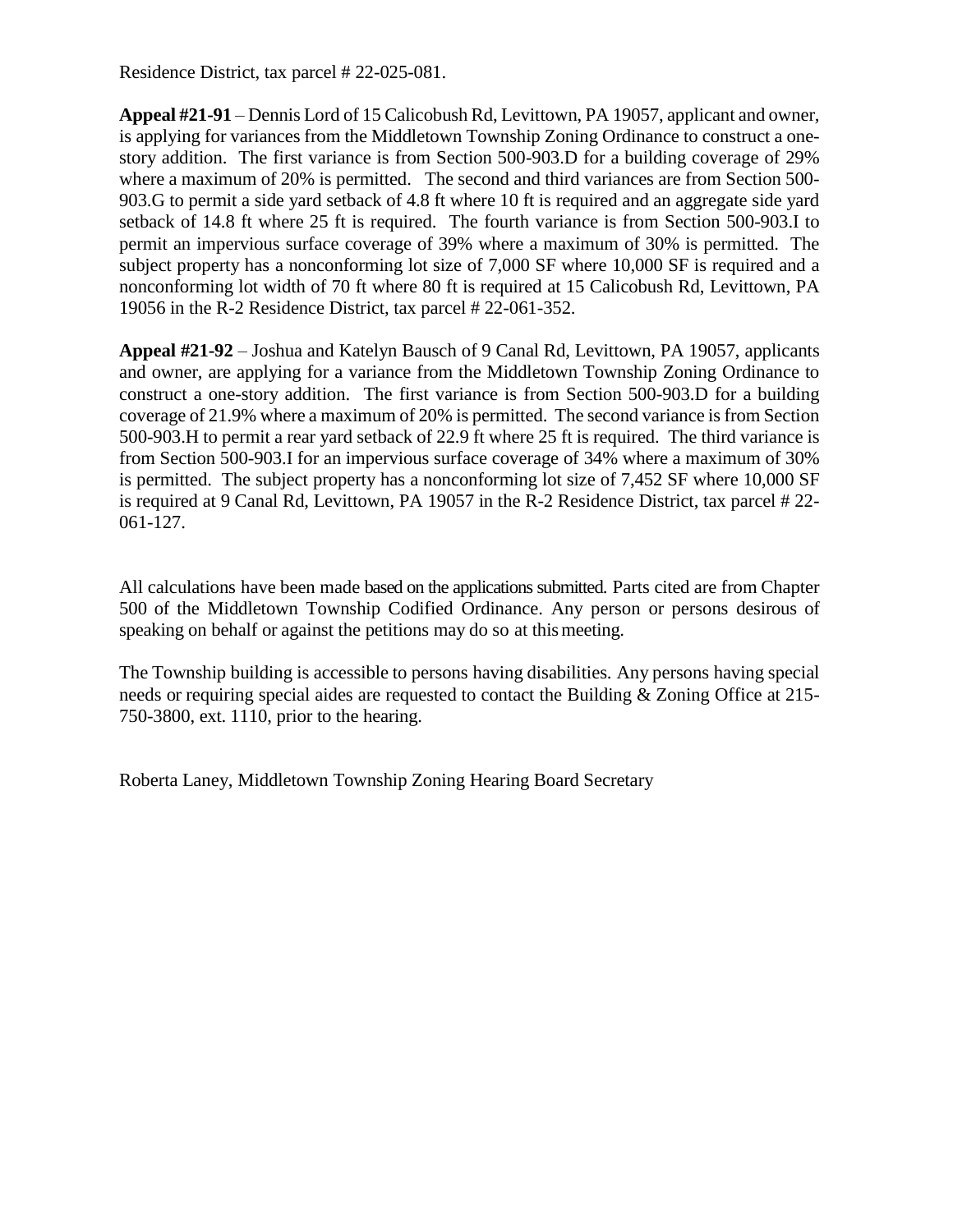Residence District, tax parcel # 22-025-081.

**Appeal #21-91** – Dennis Lord of 15 Calicobush Rd, Levittown, PA 19057, applicant and owner, is applying for variances from the Middletown Township Zoning Ordinance to construct a one-story addition. The first variance is from Section 500-903.D for a building coverage of 29% where a maximum of 20% is permitted. The second and third variances are from Section 500-903.G to permit a side yard setback of 4.8 ft where 10 ft is required and an aggregate side yard setback of 14.8 ft where 25 ft is required. The fourth variance is from Section 500-903.I to permit an impervious surface coverage of 39% where a maximum of 30% is permitted. The subject property has a nonconforming lot size of 7,000 SF where 10,000 SF is required and a nonconforming lot width of 70 ft where 80 ft is required at 15 Calicobush Rd, Levittown, PA 19056 in the R-2 Residence District, tax parcel # 22-061-352.

**Appeal #21-92** – Joshua and Katelyn Bausch of 9 Canal Rd, Levittown, PA 19057, applicants and owner, are applying for a variance from the Middletown Township Zoning Ordinance to construct a one-story addition. The first variance is from Section 500-903.D for a building coverage of 21.9% where a maximum of 20% is permitted. The second variance is from Section 500-903.H to permit a rear yard setback of 22.9 ft where 25 ft is required. The third variance is from Section 500-903.I for an impervious surface coverage of 34% where a maximum of 30% is permitted. The subject property has a nonconforming lot size of 7,452 SF where 10,000 SF is required at 9 Canal Rd, Levittown, PA 19057 in the R-2 Residence District, tax parcel # 22-061-127.

All calculations have been made based on the applications submitted. Parts cited are from Chapter 500 of the Middletown Township Codified Ordinance. Any person or persons desirous of speaking on behalf or against the petitions may do so at this meeting.

The Township building is accessible to persons having disabilities. Any persons having special needs or requiring special aides are requested to contact the Building & Zoning Office at 215-750-3800, ext. 1110, prior to the hearing.

Roberta Laney, Middletown Township Zoning Hearing Board Secretary